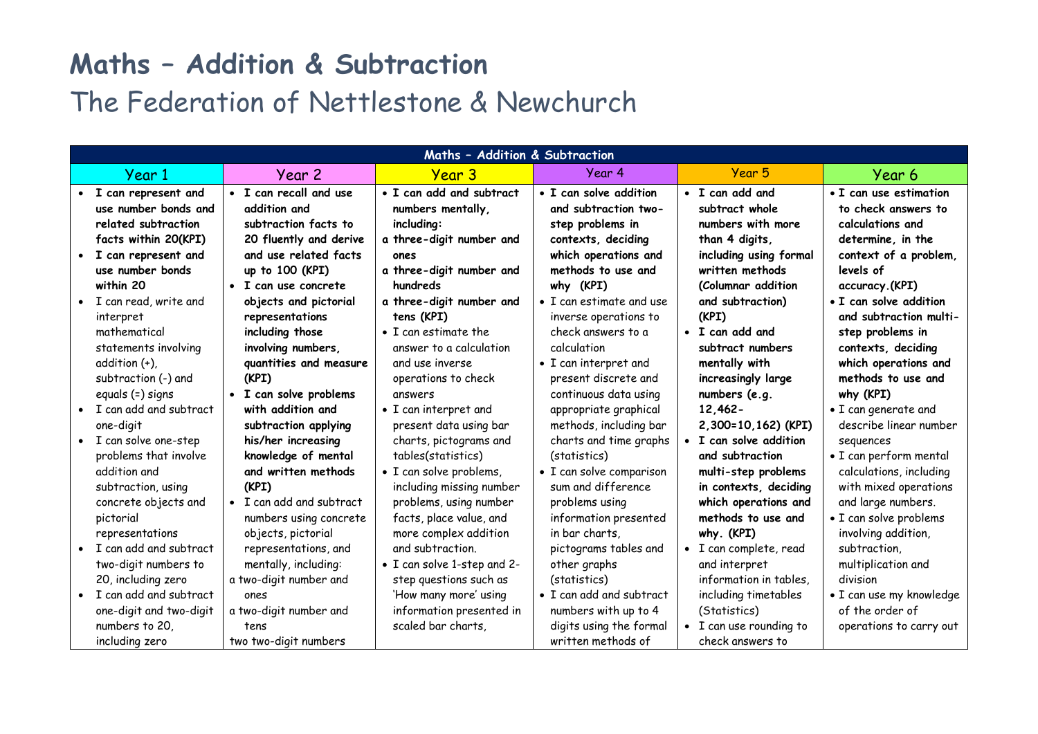# Maths – Addition & Subtraction

## The Federation of Nettlestone & Newchurch

| Maths – Addition & Subtraction | | | | | |
|---|---|---|---|---|---|
| Year 1 | Year 2 | Year 3 | Year 4 | Year 5 | Year 6 |
| • **I can represent and use number bonds and related subtraction facts within 20(KPI)**<br>• **I can represent and use number bonds within 20**<br>• I can read, write and interpret mathematical statements involving addition (+), subtraction (-) and equals (=) signs<br>• I can add and subtract one-digit<br>• I can solve one-step problems that involve addition and subtraction, using concrete objects and pictorial representations<br>• I can add and subtract two-digit numbers to 20, including zero<br>• I can add and subtract one-digit and two-digit numbers to 20, including zero | • **I can recall and use addition and subtraction facts to 20 fluently and derive and use related facts up to 100 (KPI)**<br>• **I can use concrete objects and pictorial representations including those involving numbers, quantities and measure (KPI)**<br>• **I can solve problems with addition and subtraction applying his/her increasing knowledge of mental and written methods (KPI)**<br>• I can add and subtract numbers using concrete objects, pictorial representations, and mentally, including:<br>a two-digit number and ones<br>a two-digit number and tens<br>two two-digit numbers | • **I can add and subtract numbers mentally, including:**<br>**a three-digit number and ones**<br>**a three-digit number and hundreds**<br>**a three-digit number and tens (KPI)**<br>• I can estimate the answer to a calculation and use inverse operations to check answers<br>• I can interpret and present data using bar charts, pictograms and tables(statistics)<br>• I can solve problems, including missing number problems, using number facts, place value, and more complex addition and subtraction.<br>• I can solve 1-step and 2-step questions such as 'How many more' using information presented in scaled bar charts, | • **I can solve addition and subtraction two-step problems in contexts, deciding which operations and methods to use and why (KPI)**<br>• I can estimate and use inverse operations to check answers to a calculation<br>• I can interpret and present discrete and continuous data using appropriate graphical methods, including bar charts and time graphs (statistics)<br>• I can solve comparison sum and difference problems using information presented in bar charts, pictograms tables and other graphs (statistics)<br>• I can add and subtract numbers with up to 4 digits using the formal written methods of | • **I can add and subtract whole numbers with more than 4 digits, including using formal written methods (Columnar addition and subtraction) (KPI)**<br>• **I can add and subtract numbers mentally with increasingly large numbers (e.g. 12,462-2,300=10,162) (KPI)**<br>• **I can solve addition and subtraction multi-step problems in contexts, deciding which operations and methods to use and why. (KPI)**<br>• I can complete, read and interpret information in tables, including timetables (Statistics)<br>• I can use rounding to check answers to | • **I can use estimation to check answers to calculations and determine, in the context of a problem, levels of accuracy.(KPI)**<br>• **I can solve addition and subtraction multi-step problems in contexts, deciding which operations and methods to use and why (KPI)**<br>• I can generate and describe linear number sequences<br>• I can perform mental calculations, including with mixed operations and large numbers.<br>• I can solve problems involving addition, subtraction, multiplication and division<br>• I can use my knowledge of the order of operations to carry out |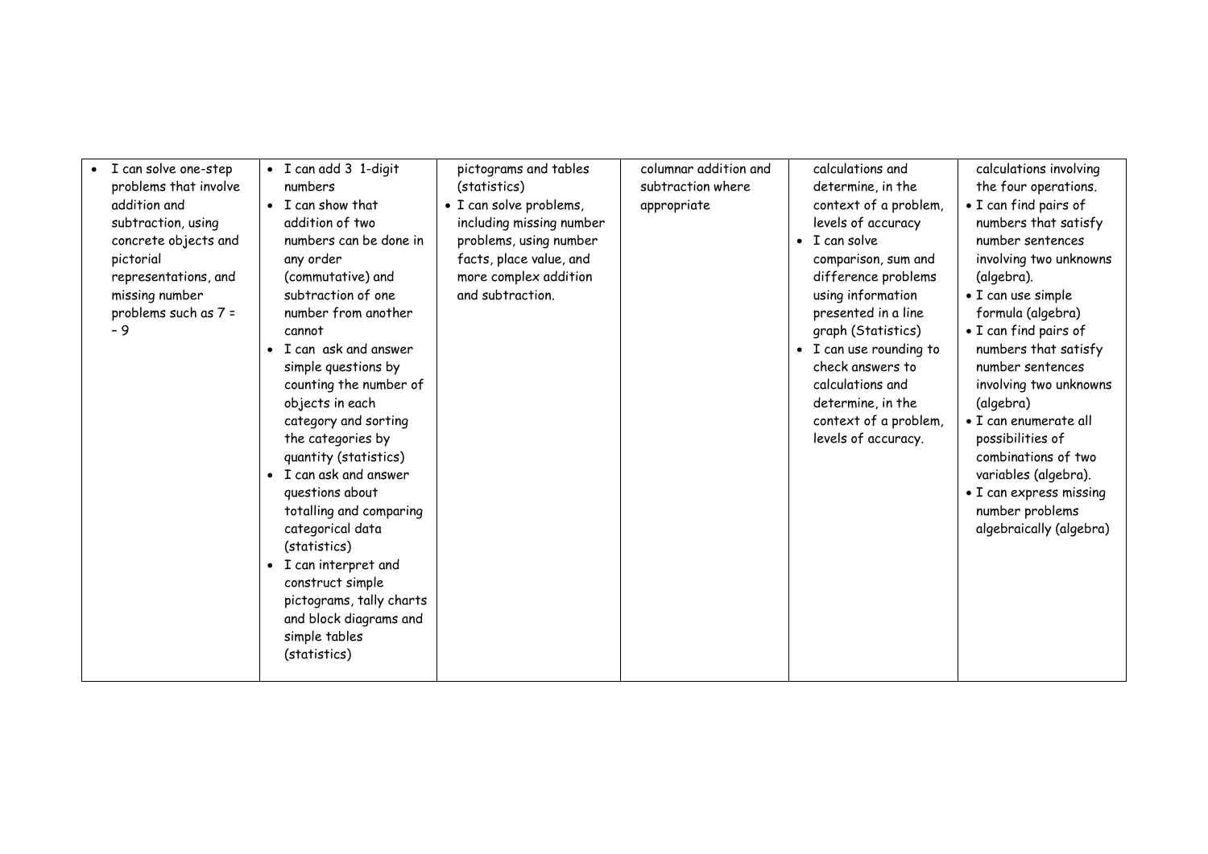| | | | | | |
|---|---|---|---|---|---|
| • I can solve one-step problems that involve addition and subtraction, using concrete objects and pictorial representations, and missing number problems such as 7 = – 9 | • I can add 3 1-digit numbers<br>• I can show that addition of two numbers can be done in any order (commutative) and subtraction of one number from another cannot<br>• I can ask and answer simple questions by counting the number of objects in each category and sorting the categories by quantity (statistics)<br>• I can ask and answer questions about totalling and comparing categorical data (statistics)<br>• I can interpret and construct simple pictograms, tally charts and block diagrams and simple tables (statistics) | pictograms and tables (statistics)<br>• I can solve problems, including missing number problems, using number facts, place value, and more complex addition and subtraction. | columnar addition and subtraction where appropriate | calculations and determine, in the context of a problem, levels of accuracy<br>• I can solve comparison, sum and difference problems using information presented in a line graph (Statistics)<br>• I can use rounding to check answers to calculations and determine, in the context of a problem, levels of accuracy. | calculations involving the four operations.<br>• I can find pairs of numbers that satisfy number sentences involving two unknowns (algebra).<br>• I can use simple formula (algebra)<br>• I can find pairs of numbers that satisfy number sentences involving two unknowns (algebra)<br>• I can enumerate all possibilities of combinations of two variables (algebra).<br>• I can express missing number problems algebraically (algebra) |